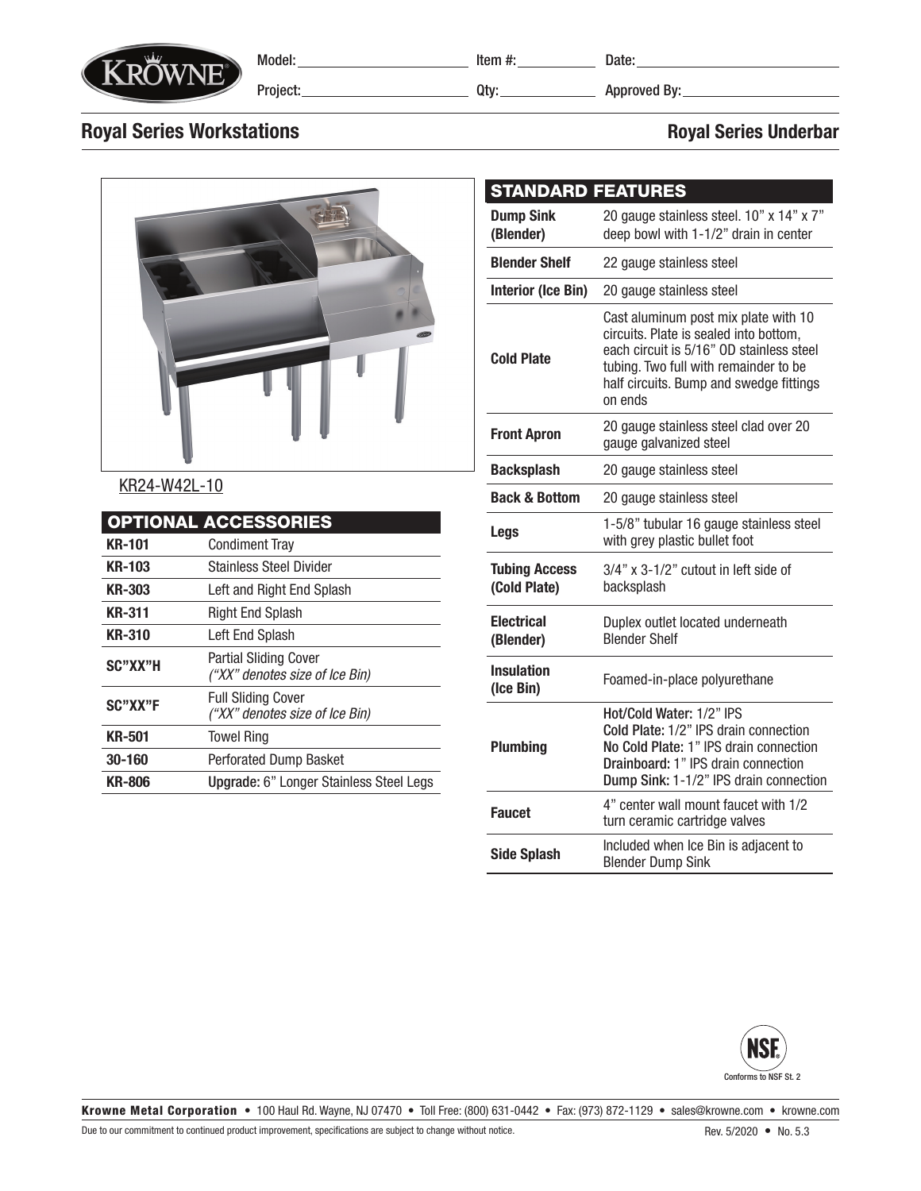Model: \_\_\_\_\_\_\_\_ Item #: \_\_\_\_\_\_\_\_ Date: \_\_\_\_\_\_\_\_

Project: \_\_\_\_\_\_\_\_ Qty: \_\_\_\_\_\_\_\_ Approved By: \_\_\_\_\_\_\_\_

## Royal Series Workstations

## Royal Series Underbar

KR24-W42L-10

| OPTIONAL ACCESSORIES | |
|---|---|
| **KR-101** | Condiment Tray |
| **KR-103** | Stainless Steel Divider |
| **KR-303** | Left and Right End Splash |
| **KR-311** | Right End Splash |
| **KR-310** | Left End Splash |
| **SC"XX"H** | Partial Sliding Cover *("XX" denotes size of Ice Bin)* |
| **SC"XX"F** | Full Sliding Cover *("XX" denotes size of Ice Bin)* |
| **KR-501** | Towel Ring |
| **30-160** | Perforated Dump Basket |
| **KR-806** | **Upgrade:** 6" Longer Stainless Steel Legs |

| STANDARD FEATURES | |
|---|---|
| **Dump Sink (Blender)** | 20 gauge stainless steel. 10" x 14" x 7" deep bowl with 1-1/2" drain in center |
| **Blender Shelf** | 22 gauge stainless steel |
| **Interior (Ice Bin)** | 20 gauge stainless steel |
| **Cold Plate** | Cast aluminum post mix plate with 10 circuits. Plate is sealed into bottom, each circuit is 5/16" OD stainless steel tubing. Two full with remainder to be half circuits. Bump and swedge fittings on ends |
| **Front Apron** | 20 gauge stainless steel clad over 20 gauge galvanized steel |
| **Backsplash** | 20 gauge stainless steel |
| **Back & Bottom** | 20 gauge stainless steel |
| **Legs** | 1-5/8" tubular 16 gauge stainless steel with grey plastic bullet foot |
| **Tubing Access (Cold Plate)** | 3/4" x 3-1/2" cutout in left side of backsplash |
| **Electrical (Blender)** | Duplex outlet located underneath Blender Shelf |
| **Insulation (Ice Bin)** | Foamed-in-place polyurethane |
| **Plumbing** | **Hot/Cold Water:** 1/2" IPS<br>**Cold Plate:** 1/2" IPS drain connection<br>**No Cold Plate:** 1" IPS drain connection<br>**Drainboard:** 1" IPS drain connection<br>**Dump Sink:** 1-1/2" IPS drain connection |
| **Faucet** | 4" center wall mount faucet with 1/2 turn ceramic cartridge valves |
| **Side Splash** | Included when Ice Bin is adjacent to Blender Dump Sink |

NSF Conforms to NSF St. 2

**Krowne Metal Corporation** • 100 Haul Rd. Wayne, NJ 07470 • Toll Free: (800) 631-0442 • Fax: (973) 872-1129 • sales@krowne.com • krowne.com

Due to our commitment to continued product improvement, specifications are subject to change without notice.

Rev. 5/2020 • No. 5.3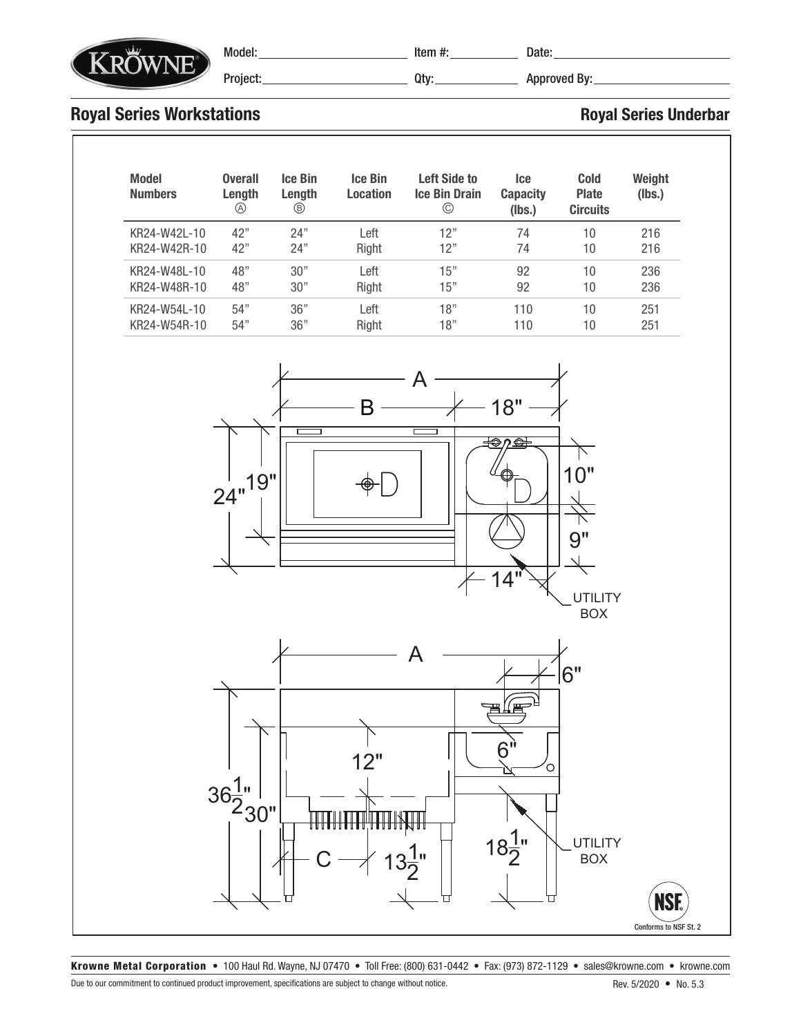Model: Item #: Date:

Project: Qty: Approved By:

## Royal Series Workstations

## Royal Series Underbar

| Model Numbers | Overall Length Ⓐ | Ice Bin Length Ⓑ | Ice Bin Location | Left Side to Ice Bin Drain Ⓒ | Ice Capacity (lbs.) | Cold Plate Circuits | Weight (lbs.) |
|---|---|---|---|---|---|---|---|
| KR24-W42L-10 | 42" | 24" | Left | 12" | 74 | 10 | 216 |
| KR24-W42R-10 | 42" | 24" | Right | 12" | 74 | 10 | 216 |
| KR24-W48L-10 | 48" | 30" | Left | 15" | 92 | 10 | 236 |
| KR24-W48R-10 | 48" | 30" | Right | 15" | 92 | 10 | 236 |
| KR24-W54L-10 | 54" | 36" | Left | 18" | 110 | 10 | 251 |
| KR24-W54R-10 | 54" | 36" | Right | 18" | 110 | 10 | 251 |

A
B
18"
24"
19"
10"
9"
14"
UTILITY BOX

A
6"
12"
6"
$36\frac{1}{2}$"
30"
C
$13\frac{1}{2}$"
$18\frac{1}{2}$"
UTILITY BOX

NSF
Conforms to NSF St. 2

**Krowne Metal Corporation** • 100 Haul Rd. Wayne, NJ 07470 • Toll Free: (800) 631-0442 • Fax: (973) 872-1129 • sales@krowne.com • krowne.com

Due to our commitment to continued product improvement, specifications are subject to change without notice.

Rev. 5/2020 • No. 5.3